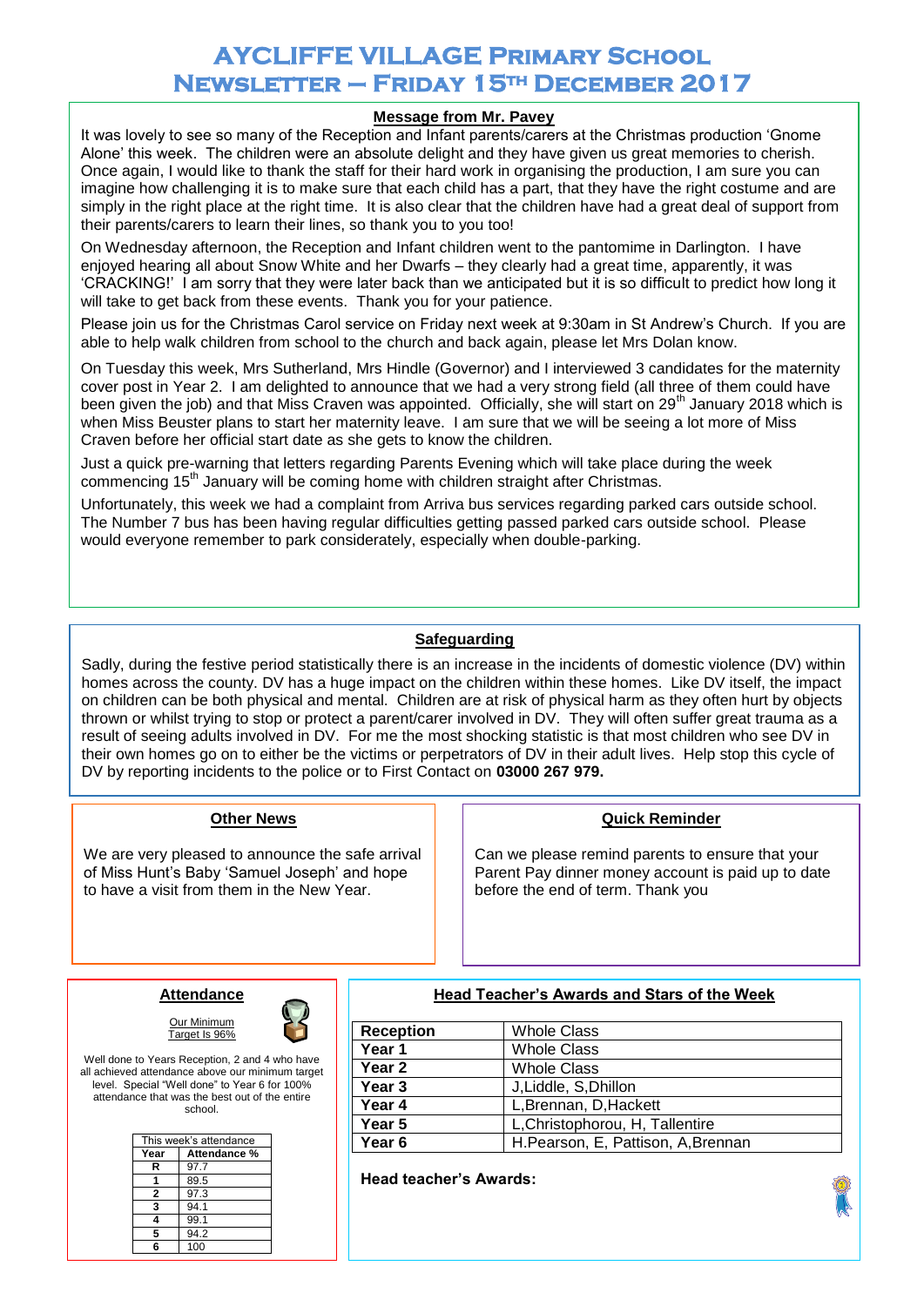# AYCLIFFE VILLAGE PRIMARY SCHOOL
# NEWSLETTER – FRIDAY 15TH DECEMBER 2017

## Message from Mr. Pavey

It was lovely to see so many of the Reception and Infant parents/carers at the Christmas production 'Gnome Alone' this week. The children were an absolute delight and they have given us great memories to cherish. Once again, I would like to thank the staff for their hard work in organising the production, I am sure you can imagine how challenging it is to make sure that each child has a part, that they have the right costume and are simply in the right place at the right time. It is also clear that the children have had a great deal of support from their parents/carers to learn their lines, so thank you to you too!

On Wednesday afternoon, the Reception and Infant children went to the pantomime in Darlington. I have enjoyed hearing all about Snow White and her Dwarfs – they clearly had a great time, apparently, it was 'CRACKING!' I am sorry that they were later back than we anticipated but it is so difficult to predict how long it will take to get back from these events. Thank you for your patience.

Please join us for the Christmas Carol service on Friday next week at 9:30am in St Andrew's Church. If you are able to help walk children from school to the church and back again, please let Mrs Dolan know.

On Tuesday this week, Mrs Sutherland, Mrs Hindle (Governor) and I interviewed 3 candidates for the maternity cover post in Year 2. I am delighted to announce that we had a very strong field (all three of them could have been given the job) and that Miss Craven was appointed. Officially, she will start on 29th January 2018 which is when Miss Beuster plans to start her maternity leave. I am sure that we will be seeing a lot more of Miss Craven before her official start date as she gets to know the children.

Just a quick pre-warning that letters regarding Parents Evening which will take place during the week commencing 15th January will be coming home with children straight after Christmas.

Unfortunately, this week we had a complaint from Arriva bus services regarding parked cars outside school. The Number 7 bus has been having regular difficulties getting passed parked cars outside school. Please would everyone remember to park considerately, especially when double-parking.

## Safeguarding

Sadly, during the festive period statistically there is an increase in the incidents of domestic violence (DV) within homes across the county. DV has a huge impact on the children within these homes. Like DV itself, the impact on children can be both physical and mental. Children are at risk of physical harm as they often hurt by objects thrown or whilst trying to stop or protect a parent/carer involved in DV. They will often suffer great trauma as a result of seeing adults involved in DV. For me the most shocking statistic is that most children who see DV in their own homes go on to either be the victims or perpetrators of DV in their adult lives. Help stop this cycle of DV by reporting incidents to the police or to First Contact on **03000 267 979.**

## Other News

We are very pleased to announce the safe arrival of Miss Hunt's Baby 'Samuel Joseph' and hope to have a visit from them in the New Year.

## Quick Reminder

Can we please remind parents to ensure that your Parent Pay dinner money account is paid up to date before the end of term. Thank you

## Attendance

Our Minimum Target Is 96%

Well done to Years Reception, 2 and 4 who have all achieved attendance above our minimum target level. Special "Well done" to Year 6 for 100% attendance that was the best out of the entire school.

This week's attendance

| Year | Attendance % |
|---|---|
| R | 97.7 |
| 1 | 89.5 |
| 2 | 97.3 |
| 3 | 94.1 |
| 4 | 99.1 |
| 5 | 94.2 |
| 6 | 100 |

## Head Teacher's Awards and Stars of the Week

| | |
|---|---|
| Reception | Whole Class |
| Year 1 | Whole Class |
| Year 2 | Whole Class |
| Year 3 | J,Liddle, S,Dhillon |
| Year 4 | L,Brennan, D,Hackett |
| Year 5 | L,Christophorou, H, Tallentire |
| Year 6 | H.Pearson, E, Pattison, A,Brennan |

**Head teacher's Awards:**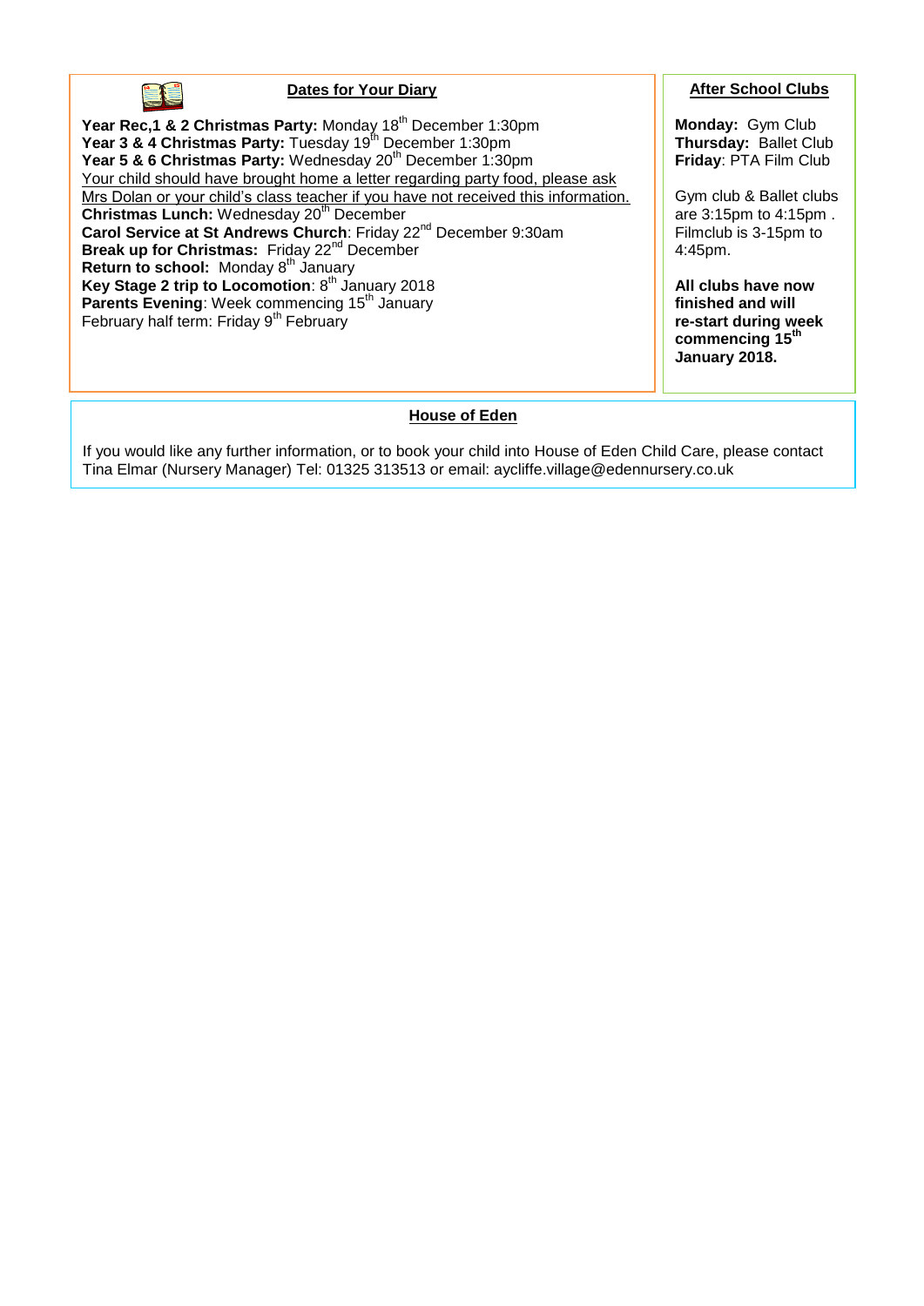## Dates for Your Diary

**Year Rec,1 & 2 Christmas Party:** Monday 18th December 1:30pm
**Year 3 & 4 Christmas Party:** Tuesday 19th December 1:30pm
**Year 5 & 6 Christmas Party:** Wednesday 20th December 1:30pm
Your child should have brought home a letter regarding party food, please ask Mrs Dolan or your child's class teacher if you have not received this information.
**Christmas Lunch:** Wednesday 20th December
**Carol Service at St Andrews Church**: Friday 22nd December 9:30am
**Break up for Christmas:** Friday 22nd December
**Return to school:** Monday 8th January
**Key Stage 2 trip to Locomotion**: 8th January 2018
**Parents Evening**: Week commencing 15th January
February half term: Friday 9th February

## After School Clubs

**Monday:** Gym Club
**Thursday:** Ballet Club
**Friday**: PTA Film Club

Gym club & Ballet clubs are 3:15pm to 4:15pm . Filmclub is 3-15pm to 4:45pm.

**All clubs have now finished and will re-start during week commencing 15th January 2018.**

## House of Eden

If you would like any further information, or to book your child into House of Eden Child Care, please contact Tina Elmar (Nursery Manager) Tel: 01325 313513 or email: aycliffe.village@edennursery.co.uk